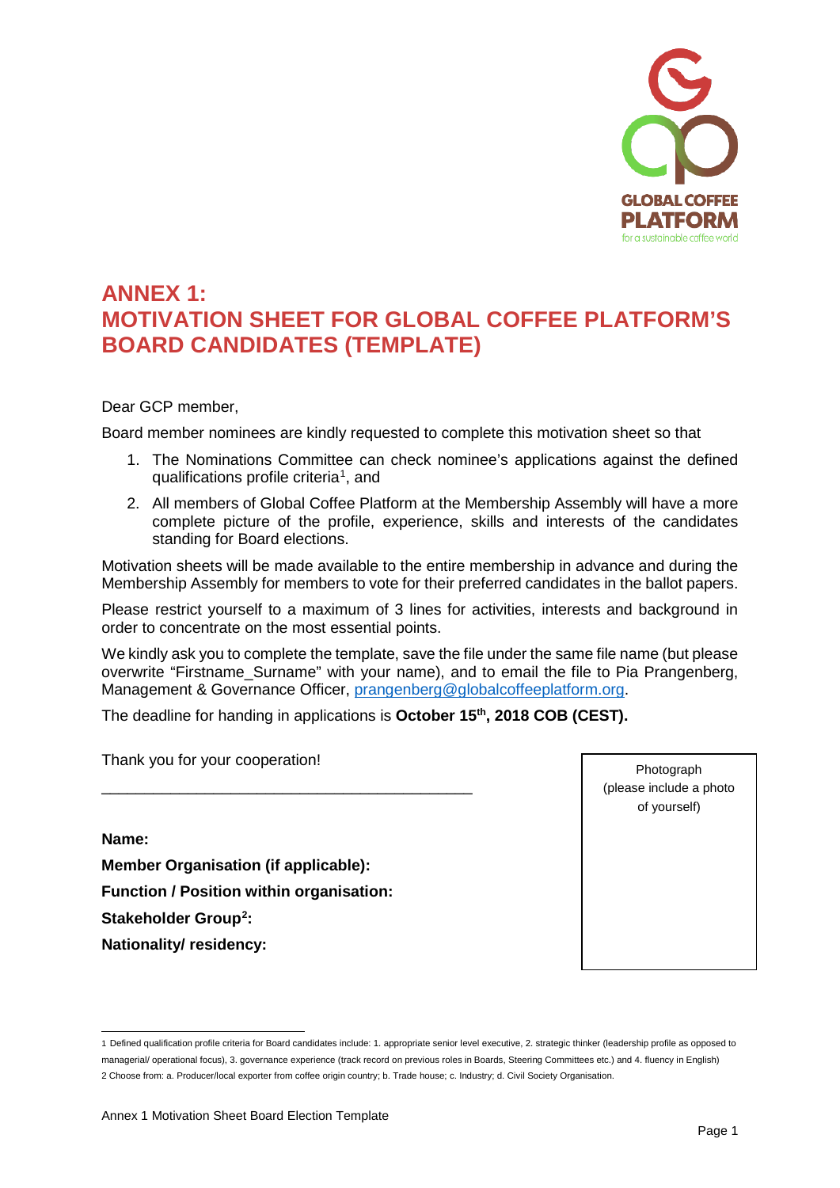# ANNEX 1: MOTIVATION SHEET FOR GLOBAL COFFEE PLATFORM'S BOARD CANDIDATES (TEMPLATE)

Dear GCP member,

Board member nominees are kindly requested to complete this motivation sheet so that

1. The Nominations Committee can check nominee's applications against the defined qualifications profile criteria[1], and
2. All members of Global Coffee Platform at the Membership Assembly will have a more complete picture of the profile, experience, skills and interests of the candidates standing for Board elections.

Motivation sheets will be made available to the entire membership in advance and during the Membership Assembly for members to vote for their preferred candidates in the ballot papers.

Please restrict yourself to a maximum of 3 lines for activities, interests and background in order to concentrate on the most essential points.

We kindly ask you to complete the template, save the file under the same file name (but please overwrite "Firstname_Surname" with your name), and to email the file to Pia Prangenberg, Management & Governance Officer, prangenberg@globalcoffeeplatform.org.

The deadline for handing in applications is **October 15th, 2018 COB (CEST).**

Thank you for your cooperation!

---

Photograph (please include a photo of yourself)

**Name:**

**Member Organisation (if applicable):**

**Function / Position within organisation:**

**Stakeholder Group[2]:**

**Nationality/ residency:**

---

1 Defined qualification profile criteria for Board candidates include: 1. appropriate senior level executive, 2. strategic thinker (leadership profile as opposed to managerial/ operational focus), 3. governance experience (track record on previous roles in Boards, Steering Committees etc.) and 4. fluency in English)

2 Choose from: a. Producer/local exporter from coffee origin country; b. Trade house; c. Industry; d. Civil Society Organisation.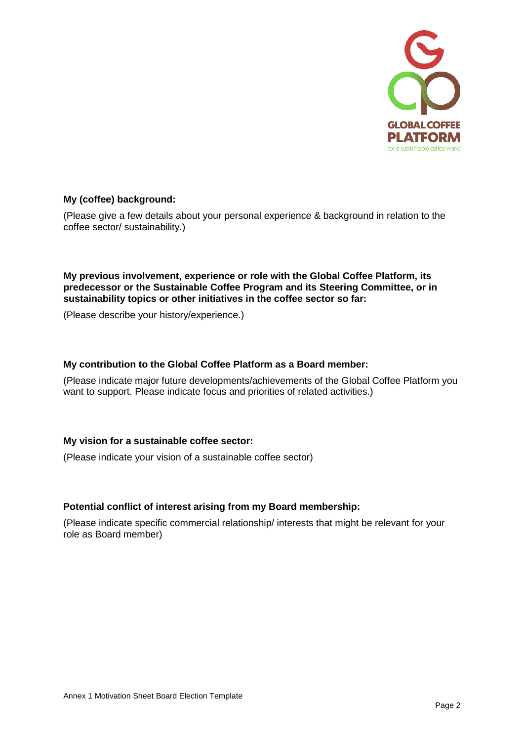**My (coffee) background:**

(Please give a few details about your personal experience & background in relation to the coffee sector/ sustainability.)

**My previous involvement, experience or role with the Global Coffee Platform, its predecessor or the Sustainable Coffee Program and its Steering Committee, or in sustainability topics or other initiatives in the coffee sector so far:**

(Please describe your history/experience.)

**My contribution to the Global Coffee Platform as a Board member:**

(Please indicate major future developments/achievements of the Global Coffee Platform you want to support. Please indicate focus and priorities of related activities.)

**My vision for a sustainable coffee sector:**

(Please indicate your vision of a sustainable coffee sector)

**Potential conflict of interest arising from my Board membership:**

(Please indicate specific commercial relationship/ interests that might be relevant for your role as Board member)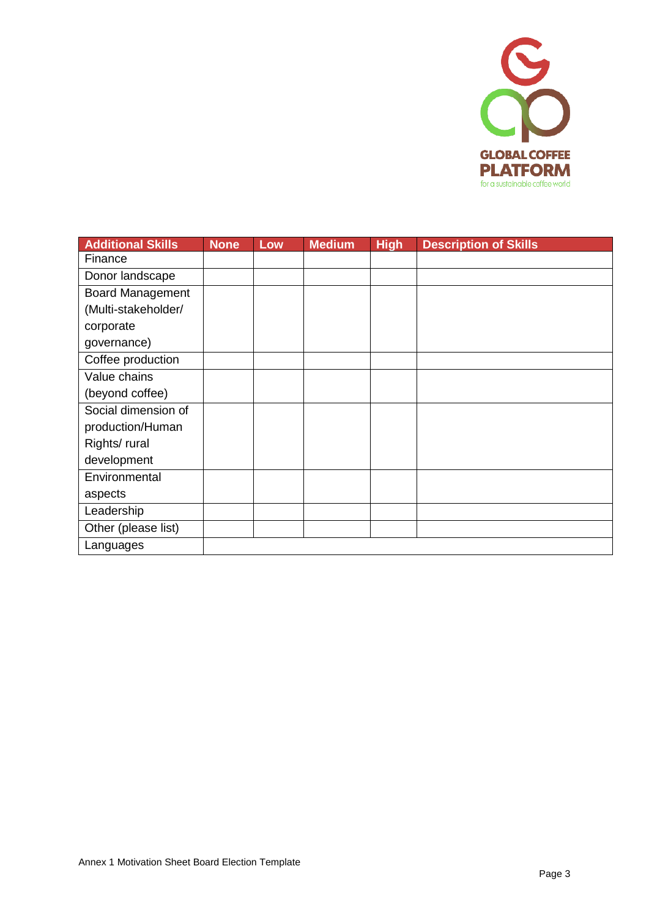GLOBAL COFFEE PLATFORM
for a sustainable coffee world

| Additional Skills | None | Low | Medium | High | Description of Skills |
| --- | --- | --- | --- | --- | --- |
| Finance | | | | | |
| Donor landscape | | | | | |
| Board Management (Multi-stakeholder/ corporate governance) | | | | | |
| Coffee production | | | | | |
| Value chains (beyond coffee) | | | | | |
| Social dimension of production/Human Rights/ rural development | | | | | |
| Environmental aspects | | | | | |
| Leadership | | | | | |
| Other (please list) | | | | | |
| Languages | | | | | |